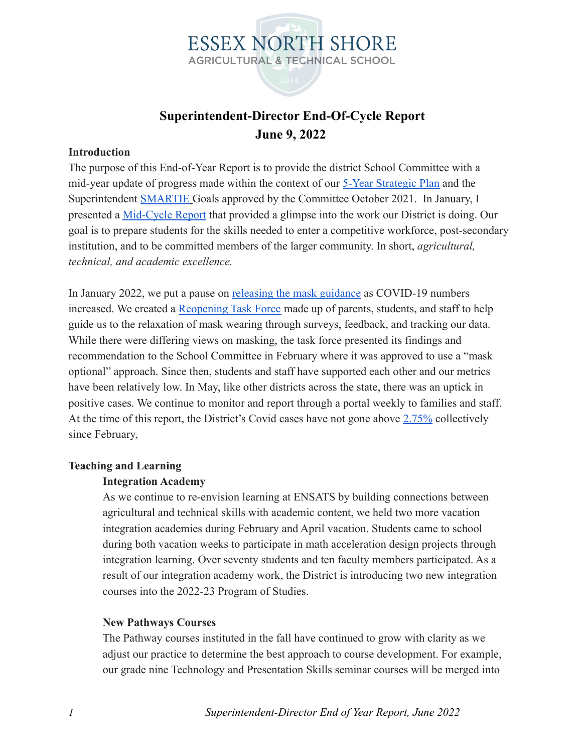ESSEX NORTH SHORE
AGRICULTURAL & TECHNICAL SCHOOL

# Superintendent-Director End-Of-Cycle Report
# June 9, 2022

**Introduction**

The purpose of this End-of-Year Report is to provide the district School Committee with a mid-year update of progress made within the context of our 5-Year Strategic Plan and the Superintendent SMARTIE Goals approved by the Committee October 2021. In January, I presented a Mid-Cycle Report that provided a glimpse into the work our District is doing. Our goal is to prepare students for the skills needed to enter a competitive workforce, post-secondary institution, and to be committed members of the larger community. In short, *agricultural, technical, and academic excellence.*

In January 2022, we put a pause on releasing the mask guidance as COVID-19 numbers increased. We created a Reopening Task Force made up of parents, students, and staff to help guide us to the relaxation of mask wearing through surveys, feedback, and tracking our data. While there were differing views on masking, the task force presented its findings and recommendation to the School Committee in February where it was approved to use a "mask optional" approach. Since then, students and staff have supported each other and our metrics have been relatively low. In May, like other districts across the state, there was an uptick in positive cases. We continue to monitor and report through a portal weekly to families and staff. At the time of this report, the District's Covid cases have not gone above 2.75% collectively since February,

**Teaching and Learning**

**Integration Academy**

As we continue to re-envision learning at ENSATS by building connections between agricultural and technical skills with academic content, we held two more vacation integration academies during February and April vacation. Students came to school during both vacation weeks to participate in math acceleration design projects through integration learning. Over seventy students and ten faculty members participated. As a result of our integration academy work, the District is introducing two new integration courses into the 2022-23 Program of Studies.

**New Pathways Courses**

The Pathway courses instituted in the fall have continued to grow with clarity as we adjust our practice to determine the best approach to course development. For example, our grade nine Technology and Presentation Skills seminar courses will be merged into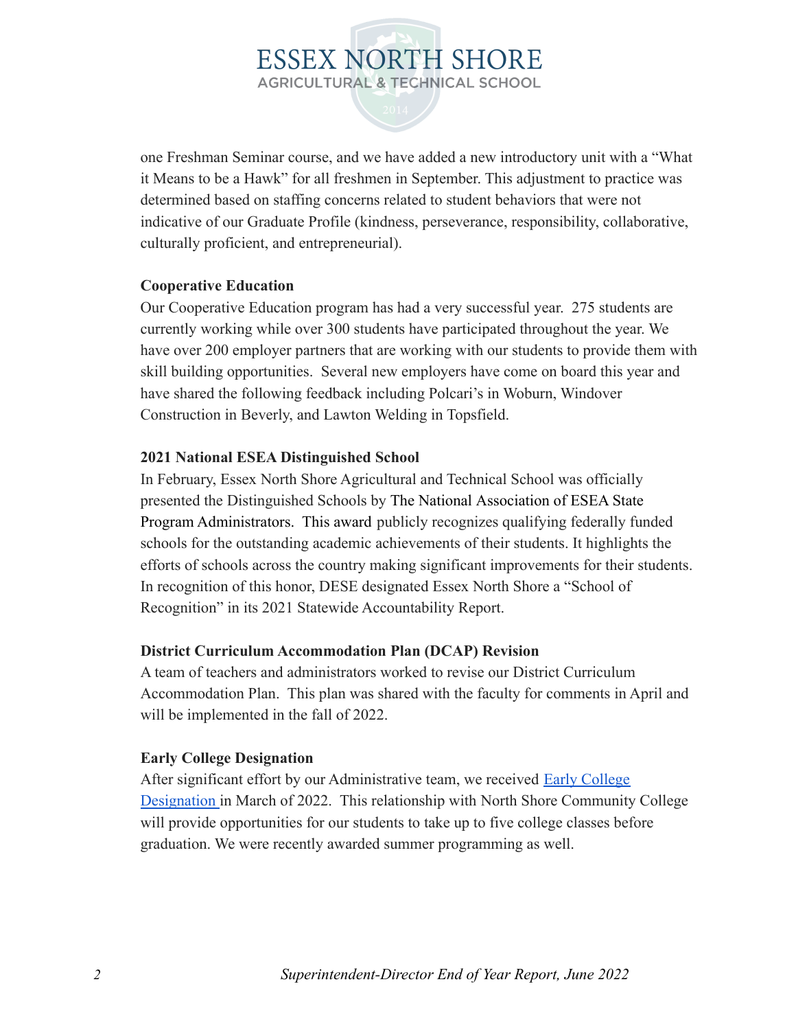one Freshman Seminar course, and we have added a new introductory unit with a "What it Means to be a Hawk" for all freshmen in September. This adjustment to practice was determined based on staffing concerns related to student behaviors that were not indicative of our Graduate Profile (kindness, perseverance, responsibility, collaborative, culturally proficient, and entrepreneurial).

**Cooperative Education**

Our Cooperative Education program has had a very successful year. 275 students are currently working while over 300 students have participated throughout the year. We have over 200 employer partners that are working with our students to provide them with skill building opportunities. Several new employers have come on board this year and have shared the following feedback including Polcari's in Woburn, Windover Construction in Beverly, and Lawton Welding in Topsfield.

**2021 National ESEA Distinguished School**

In February, Essex North Shore Agricultural and Technical School was officially presented the Distinguished Schools by The National Association of ESEA State Program Administrators. This award publicly recognizes qualifying federally funded schools for the outstanding academic achievements of their students. It highlights the efforts of schools across the country making significant improvements for their students. In recognition of this honor, DESE designated Essex North Shore a "School of Recognition" in its 2021 Statewide Accountability Report.

**District Curriculum Accommodation Plan (DCAP) Revision**

A team of teachers and administrators worked to revise our District Curriculum Accommodation Plan. This plan was shared with the faculty for comments in April and will be implemented in the fall of 2022.

**Early College Designation**

After significant effort by our Administrative team, we received Early College Designation in March of 2022. This relationship with North Shore Community College will provide opportunities for our students to take up to five college classes before graduation. We were recently awarded summer programming as well.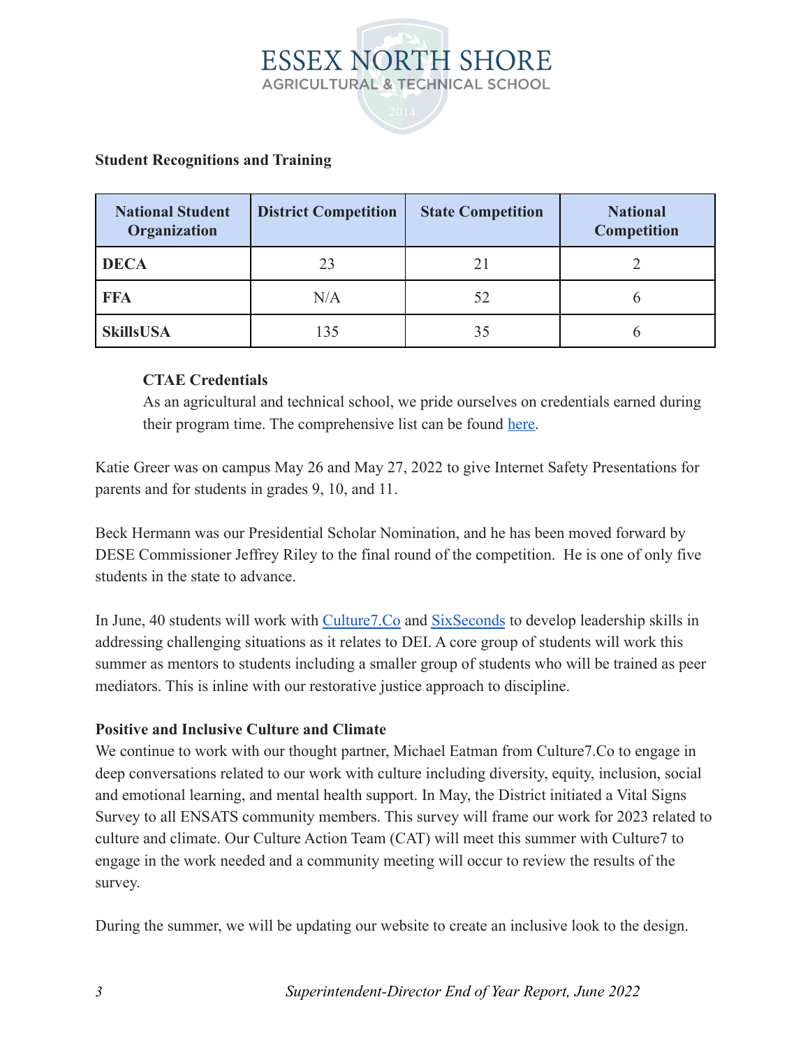**Student Recognitions and Training**

| National Student Organization | District Competition | State Competition | National Competition |
|---|---|---|---|
| **DECA** | 23 | 21 | 2 |
| **FFA** | N/A | 52 | 6 |
| **SkillsUSA** | 135 | 35 | 6 |

**CTAE Credentials**

As an agricultural and technical school, we pride ourselves on credentials earned during their program time. The comprehensive list can be found [here](here).

Katie Greer was on campus May 26 and May 27, 2022 to give Internet Safety Presentations for parents and for students in grades 9, 10, and 11.

Beck Hermann was our Presidential Scholar Nomination, and he has been moved forward by DESE Commissioner Jeffrey Riley to the final round of the competition. He is one of only five students in the state to advance.

In June, 40 students will work with [Culture7.Co](Culture7.Co) and [SixSeconds](SixSeconds) to develop leadership skills in addressing challenging situations as it relates to DEI. A core group of students will work this summer as mentors to students including a smaller group of students who will be trained as peer mediators. This is inline with our restorative justice approach to discipline.

**Positive and Inclusive Culture and Climate**

We continue to work with our thought partner, Michael Eatman from Culture7.Co to engage in deep conversations related to our work with culture including diversity, equity, inclusion, social and emotional learning, and mental health support. In May, the District initiated a Vital Signs Survey to all ENSATS community members. This survey will frame our work for 2023 related to culture and climate. Our Culture Action Team (CAT) will meet this summer with Culture7 to engage in the work needed and a community meeting will occur to review the results of the survey.

During the summer, we will be updating our website to create an inclusive look to the design.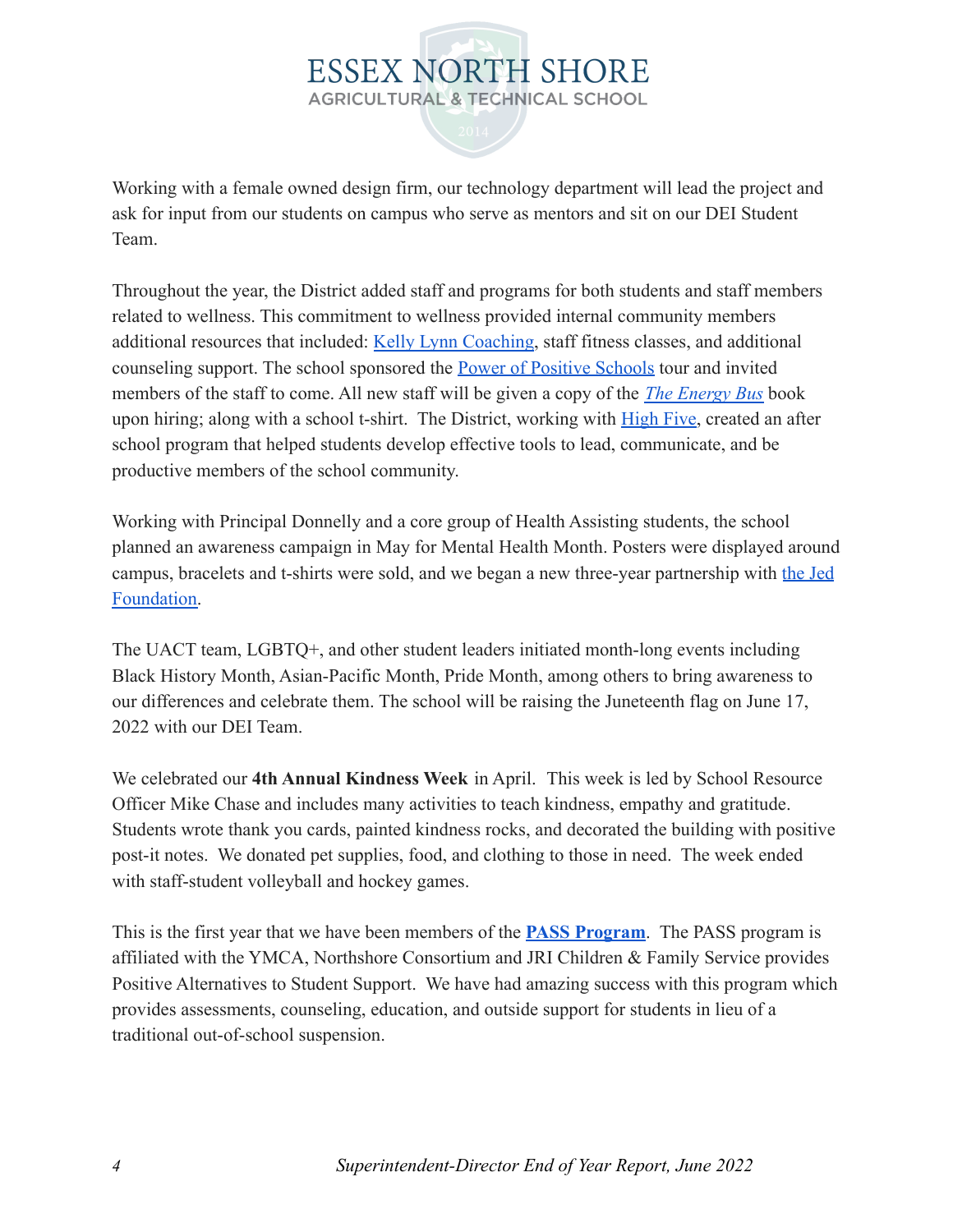Working with a female owned design firm, our technology department will lead the project and ask for input from our students on campus who serve as mentors and sit on our DEI Student Team.

Throughout the year, the District added staff and programs for both students and staff members related to wellness. This commitment to wellness provided internal community members additional resources that included: Kelly Lynn Coaching, staff fitness classes, and additional counseling support. The school sponsored the Power of Positive Schools tour and invited members of the staff to come. All new staff will be given a copy of the *The Energy Bus* book upon hiring; along with a school t-shirt. The District, working with High Five, created an after school program that helped students develop effective tools to lead, communicate, and be productive members of the school community.

Working with Principal Donnelly and a core group of Health Assisting students, the school planned an awareness campaign in May for Mental Health Month. Posters were displayed around campus, bracelets and t-shirts were sold, and we began a new three-year partnership with the Jed Foundation.

The UACT team, LGBTQ+, and other student leaders initiated month-long events including Black History Month, Asian-Pacific Month, Pride Month, among others to bring awareness to our differences and celebrate them. The school will be raising the Juneteenth flag on June 17, 2022 with our DEI Team.

We celebrated our **4th Annual Kindness Week** in April. This week is led by School Resource Officer Mike Chase and includes many activities to teach kindness, empathy and gratitude. Students wrote thank you cards, painted kindness rocks, and decorated the building with positive post-it notes. We donated pet supplies, food, and clothing to those in need. The week ended with staff-student volleyball and hockey games.

This is the first year that we have been members of the **PASS Program**. The PASS program is affiliated with the YMCA, Northshore Consortium and JRI Children & Family Service provides Positive Alternatives to Student Support. We have had amazing success with this program which provides assessments, counseling, education, and outside support for students in lieu of a traditional out-of-school suspension.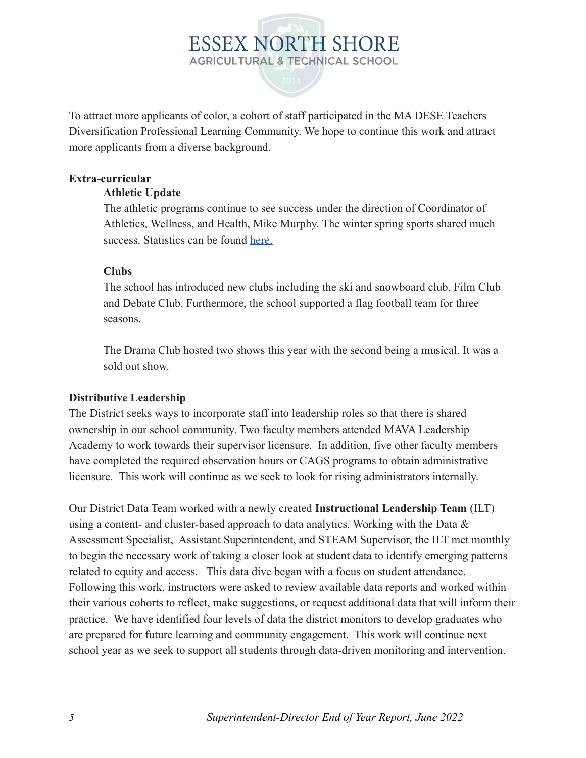To attract more applicants of color, a cohort of staff participated in the MA DESE Teachers Diversification Professional Learning Community. We hope to continue this work and attract more applicants from a diverse background.

## Extra-curricular

### Athletic Update

The athletic programs continue to see success under the direction of Coordinator of Athletics, Wellness, and Health, Mike Murphy. The winter spring sports shared much success. Statistics can be found [here.]

### Clubs

The school has introduced new clubs including the ski and snowboard club, Film Club and Debate Club. Furthermore, the school supported a flag football team for three seasons.

The Drama Club hosted two shows this year with the second being a musical. It was a sold out show.

## Distributive Leadership

The District seeks ways to incorporate staff into leadership roles so that there is shared ownership in our school community. Two faculty members attended MAVA Leadership Academy to work towards their supervisor licensure. In addition, five other faculty members have completed the required observation hours or CAGS programs to obtain administrative licensure. This work will continue as we seek to look for rising administrators internally.

Our District Data Team worked with a newly created **Instructional Leadership Team** (ILT) using a content- and cluster-based approach to data analytics. Working with the Data & Assessment Specialist, Assistant Superintendent, and STEAM Supervisor, the ILT met monthly to begin the necessary work of taking a closer look at student data to identify emerging patterns related to equity and access. This data dive began with a focus on student attendance. Following this work, instructors were asked to review available data reports and worked within their various cohorts to reflect, make suggestions, or request additional data that will inform their practice. We have identified four levels of data the district monitors to develop graduates who are prepared for future learning and community engagement. This work will continue next school year as we seek to support all students through data-driven monitoring and intervention.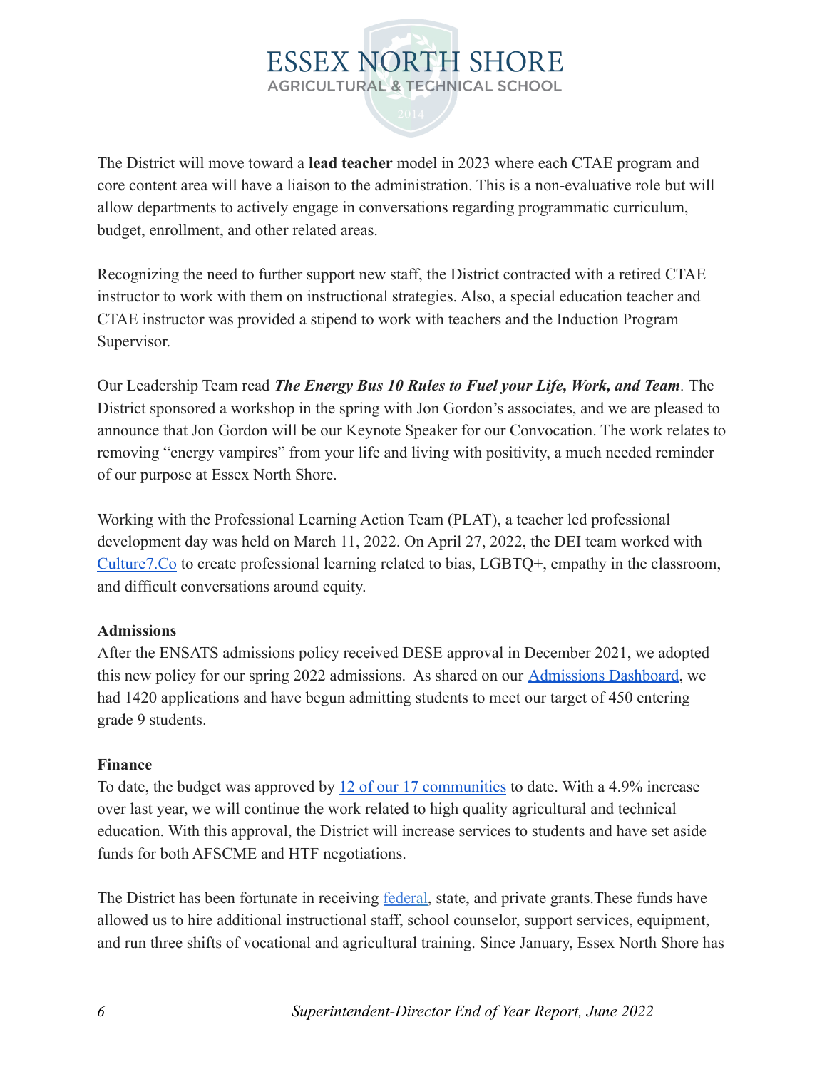The District will move toward a **lead teacher** model in 2023 where each CTAE program and core content area will have a liaison to the administration. This is a non-evaluative role but will allow departments to actively engage in conversations regarding programmatic curriculum, budget, enrollment, and other related areas.

Recognizing the need to further support new staff, the District contracted with a retired CTAE instructor to work with them on instructional strategies. Also, a special education teacher and CTAE instructor was provided a stipend to work with teachers and the Induction Program Supervisor.

Our Leadership Team read ***The Energy Bus 10 Rules to Fuel your Life, Work, and Team***. The District sponsored a workshop in the spring with Jon Gordon's associates, and we are pleased to announce that Jon Gordon will be our Keynote Speaker for our Convocation. The work relates to removing "energy vampires" from your life and living with positivity, a much needed reminder of our purpose at Essex North Shore.

Working with the Professional Learning Action Team (PLAT), a teacher led professional development day was held on March 11, 2022. On April 27, 2022, the DEI team worked with Culture7.Co to create professional learning related to bias, LGBTQ+, empathy in the classroom, and difficult conversations around equity.

**Admissions**

After the ENSATS admissions policy received DESE approval in December 2021, we adopted this new policy for our spring 2022 admissions. As shared on our Admissions Dashboard, we had 1420 applications and have begun admitting students to meet our target of 450 entering grade 9 students.

**Finance**

To date, the budget was approved by 12 of our 17 communities to date. With a 4.9% increase over last year, we will continue the work related to high quality agricultural and technical education. With this approval, the District will increase services to students and have set aside funds for both AFSCME and HTF negotiations.

The District has been fortunate in receiving federal, state, and private grants.These funds have allowed us to hire additional instructional staff, school counselor, support services, equipment, and run three shifts of vocational and agricultural training. Since January, Essex North Shore has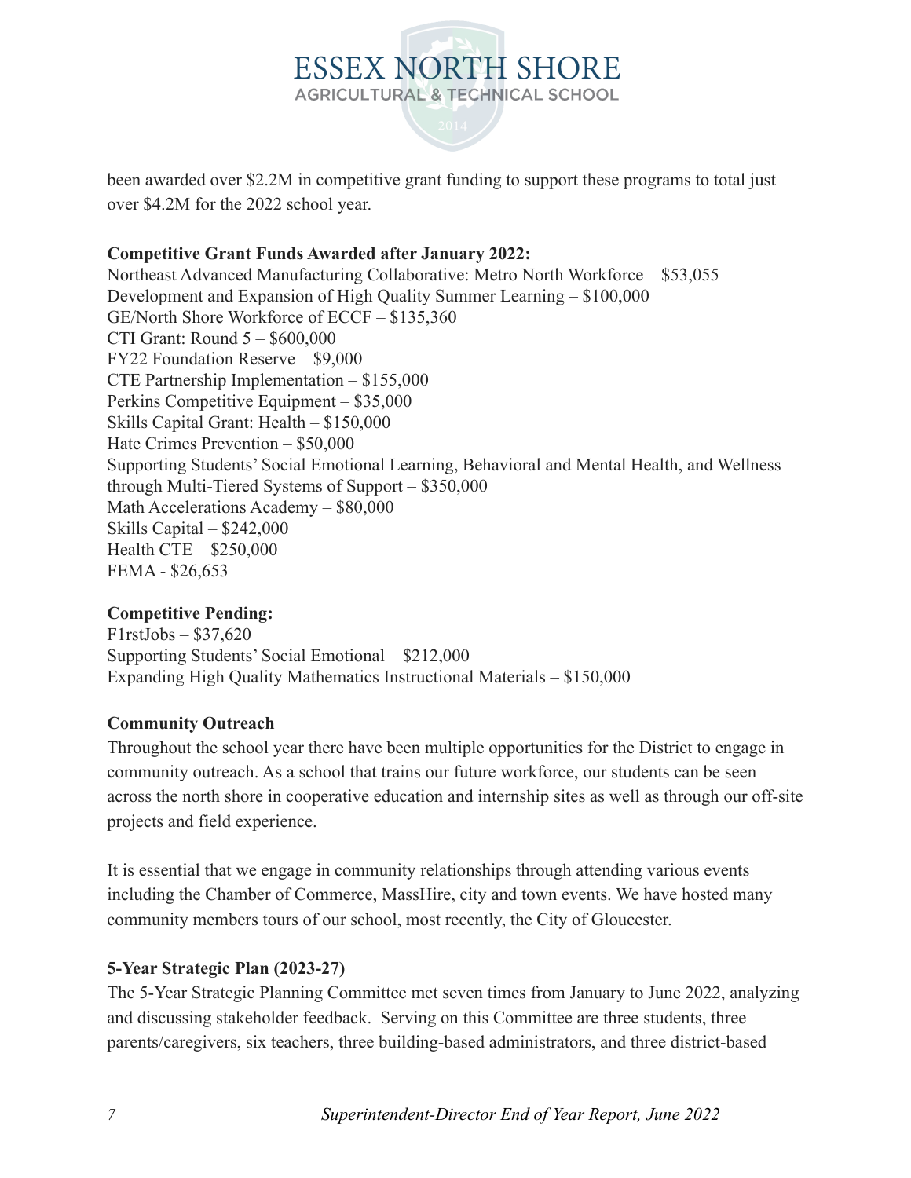been awarded over $2.2M in competitive grant funding to support these programs to total just over $4.2M for the 2022 school year.

**Competitive Grant Funds Awarded after January 2022:**

Northeast Advanced Manufacturing Collaborative: Metro North Workforce – $53,055
Development and Expansion of High Quality Summer Learning – $100,000
GE/North Shore Workforce of ECCF – $135,360
CTI Grant: Round 5 – $600,000
FY22 Foundation Reserve – $9,000
CTE Partnership Implementation – $155,000
Perkins Competitive Equipment – $35,000
Skills Capital Grant: Health – $150,000
Hate Crimes Prevention – $50,000
Supporting Students' Social Emotional Learning, Behavioral and Mental Health, and Wellness through Multi-Tiered Systems of Support – $350,000
Math Accelerations Academy – $80,000
Skills Capital – $242,000
Health CTE – $250,000
FEMA - $26,653

**Competitive Pending:**

F1rstJobs – $37,620
Supporting Students' Social Emotional – $212,000
Expanding High Quality Mathematics Instructional Materials – $150,000

**Community Outreach**

Throughout the school year there have been multiple opportunities for the District to engage in community outreach. As a school that trains our future workforce, our students can be seen across the north shore in cooperative education and internship sites as well as through our off-site projects and field experience.

It is essential that we engage in community relationships through attending various events including the Chamber of Commerce, MassHire, city and town events. We have hosted many community members tours of our school, most recently, the City of Gloucester.

**5-Year Strategic Plan (2023-27)**

The 5-Year Strategic Planning Committee met seven times from January to June 2022, analyzing and discussing stakeholder feedback. Serving on this Committee are three students, three parents/caregivers, six teachers, three building-based administrators, and three district-based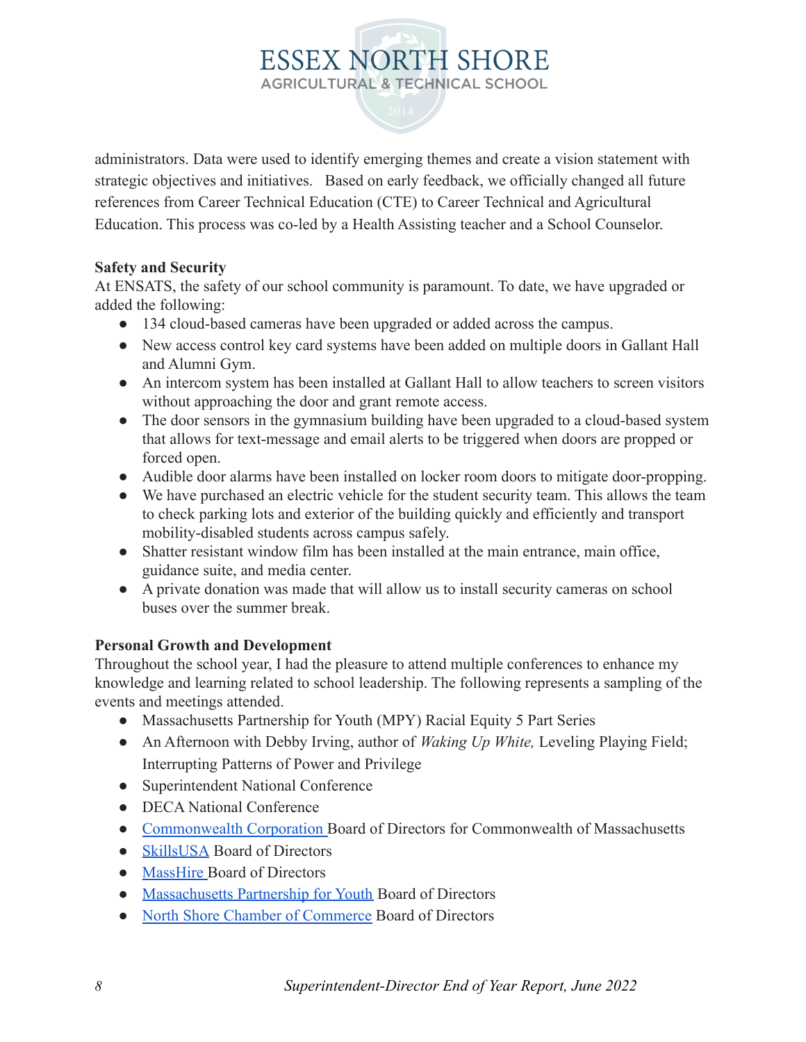administrators. Data were used to identify emerging themes and create a vision statement with strategic objectives and initiatives. Based on early feedback, we officially changed all future references from Career Technical Education (CTE) to Career Technical and Agricultural Education. This process was co-led by a Health Assisting teacher and a School Counselor.

**Safety and Security**

At ENSATS, the safety of our school community is paramount. To date, we have upgraded or added the following:

- 134 cloud-based cameras have been upgraded or added across the campus.
- New access control key card systems have been added on multiple doors in Gallant Hall and Alumni Gym.
- An intercom system has been installed at Gallant Hall to allow teachers to screen visitors without approaching the door and grant remote access.
- The door sensors in the gymnasium building have been upgraded to a cloud-based system that allows for text-message and email alerts to be triggered when doors are propped or forced open.
- Audible door alarms have been installed on locker room doors to mitigate door-propping.
- We have purchased an electric vehicle for the student security team. This allows the team to check parking lots and exterior of the building quickly and efficiently and transport mobility-disabled students across campus safely.
- Shatter resistant window film has been installed at the main entrance, main office, guidance suite, and media center.
- A private donation was made that will allow us to install security cameras on school buses over the summer break.

**Personal Growth and Development**

Throughout the school year, I had the pleasure to attend multiple conferences to enhance my knowledge and learning related to school leadership. The following represents a sampling of the events and meetings attended.

- Massachusetts Partnership for Youth (MPY) Racial Equity 5 Part Series
- An Afternoon with Debby Irving, author of *Waking Up White,* Leveling Playing Field; Interrupting Patterns of Power and Privilege
- Superintendent National Conference
- DECA National Conference
- Commonwealth Corporation Board of Directors for Commonwealth of Massachusetts
- SkillsUSA Board of Directors
- MassHire Board of Directors
- Massachusetts Partnership for Youth Board of Directors
- North Shore Chamber of Commerce Board of Directors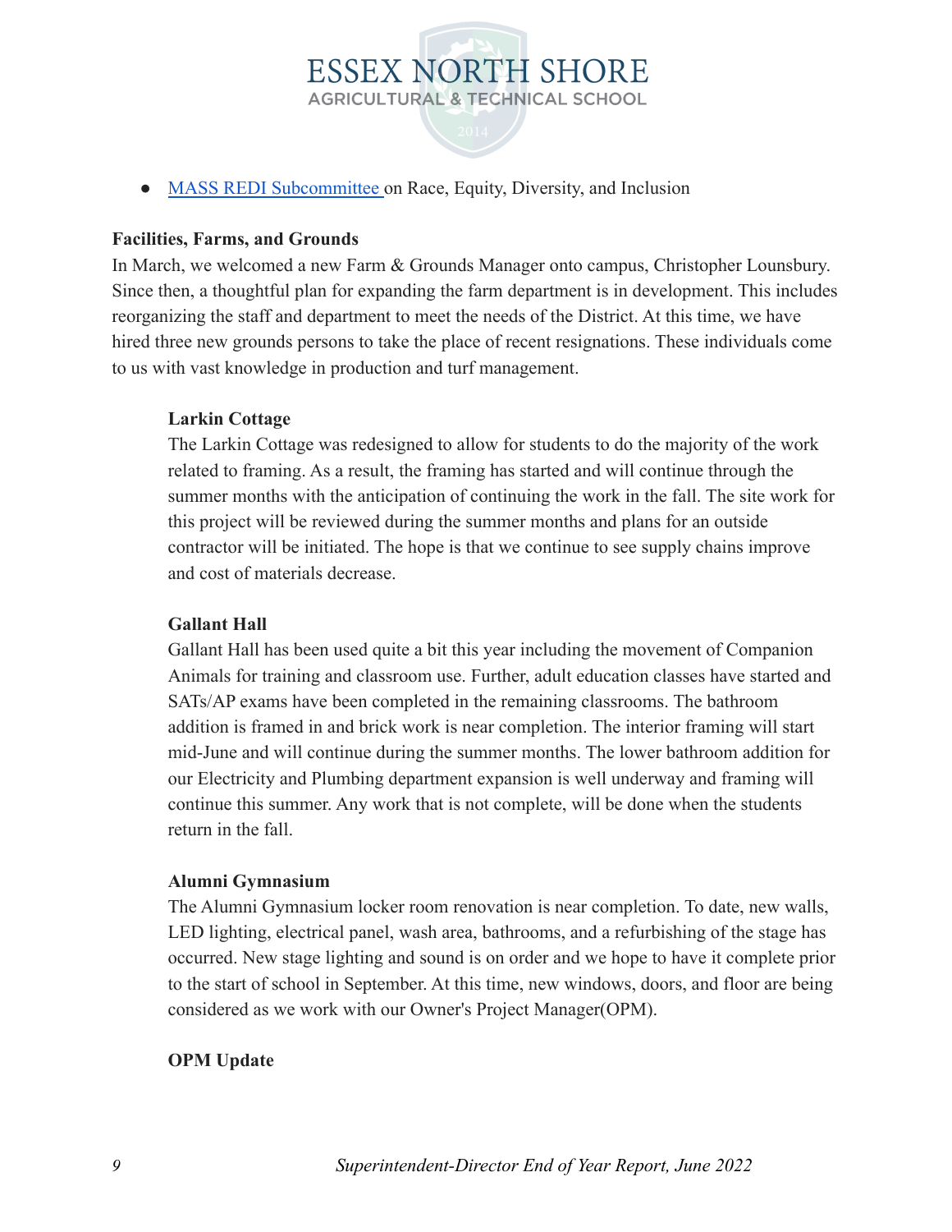- [MASS REDI Subcommittee ](#)on Race, Equity, Diversity, and Inclusion

**Facilities, Farms, and Grounds**

In March, we welcomed a new Farm & Grounds Manager onto campus, Christopher Lounsbury. Since then, a thoughtful plan for expanding the farm department is in development. This includes reorganizing the staff and department to meet the needs of the District. At this time, we have hired three new grounds persons to take the place of recent resignations. These individuals come to us with vast knowledge in production and turf management.

**Larkin Cottage**

The Larkin Cottage was redesigned to allow for students to do the majority of the work related to framing. As a result, the framing has started and will continue through the summer months with the anticipation of continuing the work in the fall. The site work for this project will be reviewed during the summer months and plans for an outside contractor will be initiated. The hope is that we continue to see supply chains improve and cost of materials decrease.

**Gallant Hall**

Gallant Hall has been used quite a bit this year including the movement of Companion Animals for training and classroom use. Further, adult education classes have started and SATs/AP exams have been completed in the remaining classrooms. The bathroom addition is framed in and brick work is near completion. The interior framing will start mid-June and will continue during the summer months. The lower bathroom addition for our Electricity and Plumbing department expansion is well underway and framing will continue this summer. Any work that is not complete, will be done when the students return in the fall.

**Alumni Gymnasium**

The Alumni Gymnasium locker room renovation is near completion. To date, new walls, LED lighting, electrical panel, wash area, bathrooms, and a refurbishing of the stage has occurred. New stage lighting and sound is on order and we hope to have it complete prior to the start of school in September. At this time, new windows, doors, and floor are being considered as we work with our Owner's Project Manager(OPM).

**OPM Update**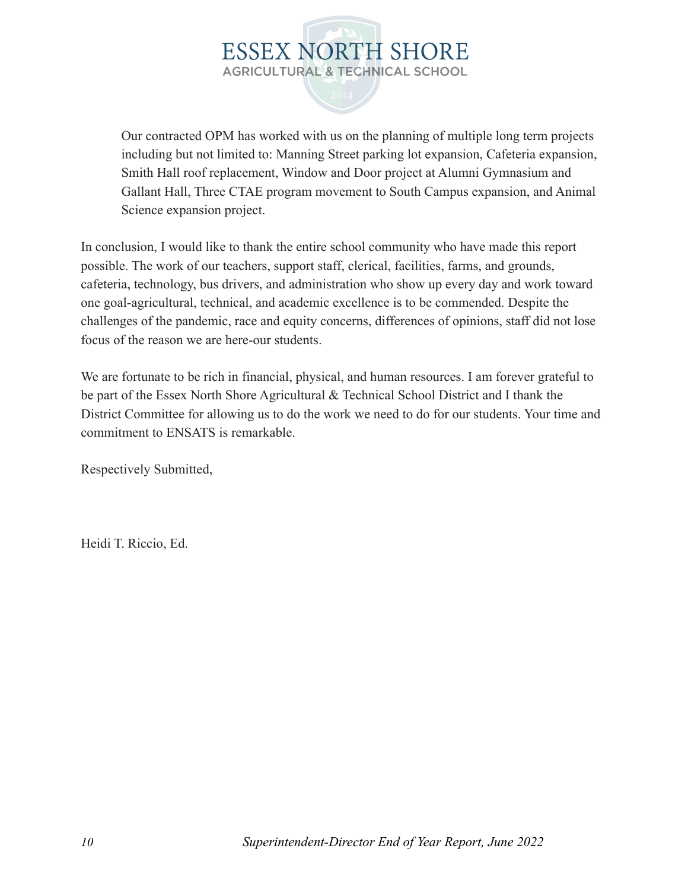Our contracted OPM has worked with us on the planning of multiple long term projects including but not limited to: Manning Street parking lot expansion, Cafeteria expansion, Smith Hall roof replacement, Window and Door project at Alumni Gymnasium and Gallant Hall, Three CTAE program movement to South Campus expansion, and Animal Science expansion project.

In conclusion, I would like to thank the entire school community who have made this report possible. The work of our teachers, support staff, clerical, facilities, farms, and grounds, cafeteria, technology, bus drivers, and administration who show up every day and work toward one goal-agricultural, technical, and academic excellence is to be commended. Despite the challenges of the pandemic, race and equity concerns, differences of opinions, staff did not lose focus of the reason we are here-our students.

We are fortunate to be rich in financial, physical, and human resources. I am forever grateful to be part of the Essex North Shore Agricultural & Technical School District and I thank the District Committee for allowing us to do the work we need to do for our students. Your time and commitment to ENSATS is remarkable.

Respectively Submitted,

Heidi T. Riccio, Ed.